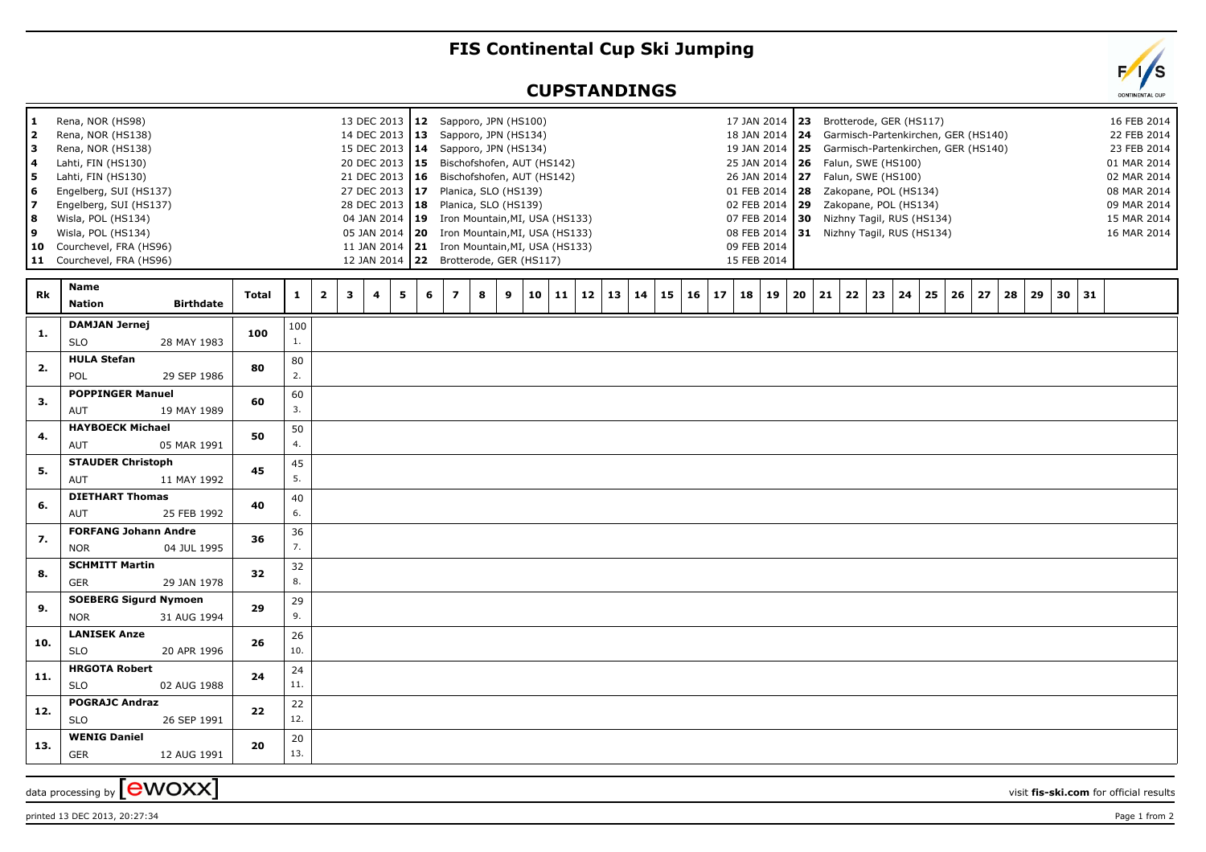# FIS Continental Cup Ski Jumping

## CUPSTANDINGS

| No. | Venue | Date | No. | Venue | Date | No. | Venue | Date |
|---|---|---|---|---|---|---|---|---|
| 1 | Rena, NOR (HS98) | 13 DEC 2013 | 12 | Sapporo, JPN (HS100) | 17 JAN 2014 | 23 | Brotterode, GER (HS117) | 16 FEB 2014 |
| 2 | Rena, NOR (HS138) | 14 DEC 2013 | 13 | Sapporo, JPN (HS134) | 18 JAN 2014 | 24 | Garmisch-Partenkirchen, GER (HS140) | 22 FEB 2014 |
| 3 | Rena, NOR (HS138) | 15 DEC 2013 | 14 | Sapporo, JPN (HS134) | 19 JAN 2014 | 25 | Garmisch-Partenkirchen, GER (HS140) | 23 FEB 2014 |
| 4 | Lahti, FIN (HS130) | 20 DEC 2013 | 15 | Bischofshofen, AUT (HS142) | 25 JAN 2014 | 26 | Falun, SWE (HS100) | 01 MAR 2014 |
| 5 | Lahti, FIN (HS130) | 21 DEC 2013 | 16 | Bischofshofen, AUT (HS142) | 26 JAN 2014 | 27 | Falun, SWE (HS100) | 02 MAR 2014 |
| 6 | Engelberg, SUI (HS137) | 27 DEC 2013 | 17 | Planica, SLO (HS139) | 01 FEB 2014 | 28 | Zakopane, POL (HS134) | 08 MAR 2014 |
| 7 | Engelberg, SUI (HS137) | 28 DEC 2013 | 18 | Planica, SLO (HS139) | 02 FEB 2014 | 29 | Zakopane, POL (HS134) | 09 MAR 2014 |
| 8 | Wisla, POL (HS134) | 04 JAN 2014 | 19 | Iron Mountain,MI, USA (HS133) | 07 FEB 2014 | 30 | Nizhny Tagil, RUS (HS134) | 15 MAR 2014 |
| 9 | Wisla, POL (HS134) | 05 JAN 2014 | 20 | Iron Mountain,MI, USA (HS133) | 08 FEB 2014 | 31 | Nizhny Tagil, RUS (HS134) | 16 MAR 2014 |
| 10 | Courchevel, FRA (HS96) | 11 JAN 2014 | 21 | Iron Mountain,MI, USA (HS133) | 09 FEB 2014 | | | |
| 11 | Courchevel, FRA (HS96) | 12 JAN 2014 | 22 | Brotterode, GER (HS117) | 15 FEB 2014 | | | |

| Rk | Name / Nation | Birthdate | Total | 1 | 2 | 3 | 4 | 5 | 6 | 7 | 8 | 9 | 10 | 11 | 12 | 13 | 14 | 15 | 16 | 17 | 18 | 19 | 20 | 21 | 22 | 23 | 24 | 25 | 26 | 27 | 28 | 29 | 30 | 31 |
|---|---|---|---|---|---|---|---|---|---|---|---|---|---|---|---|---|---|---|---|---|---|---|---|---|---|---|---|---|---|---|---|---|---|---|
| 1. | DAMJAN Jernej SLO | 28 MAY 1983 | 100 | 100 1. | | | | | | | | | | | | | | | | | | | | | | | | | | | | | | |
| 2. | HULA Stefan POL | 29 SEP 1986 | 80 | 80 2. | | | | | | | | | | | | | | | | | | | | | | | | | | | | | | |
| 3. | POPPINGER Manuel AUT | 19 MAY 1989 | 60 | 60 3. | | | | | | | | | | | | | | | | | | | | | | | | | | | | | | |
| 4. | HAYBOECK Michael AUT | 05 MAR 1991 | 50 | 50 4. | | | | | | | | | | | | | | | | | | | | | | | | | | | | | | |
| 5. | STAUDER Christoph AUT | 11 MAY 1992 | 45 | 45 5. | | | | | | | | | | | | | | | | | | | | | | | | | | | | | | |
| 6. | DIETHART Thomas AUT | 25 FEB 1992 | 40 | 40 6. | | | | | | | | | | | | | | | | | | | | | | | | | | | | | | |
| 7. | FORFANG Johann Andre NOR | 04 JUL 1995 | 36 | 36 7. | | | | | | | | | | | | | | | | | | | | | | | | | | | | | | |
| 8. | SCHMITT Martin GER | 29 JAN 1978 | 32 | 32 8. | | | | | | | | | | | | | | | | | | | | | | | | | | | | | | |
| 9. | SOEBERG Sigurd Nymoen NOR | 31 AUG 1994 | 29 | 29 9. | | | | | | | | | | | | | | | | | | | | | | | | | | | | | | |
| 10. | LANISEK Anze SLO | 20 APR 1996 | 26 | 26 10. | | | | | | | | | | | | | | | | | | | | | | | | | | | | | | |
| 11. | HRGOTA Robert SLO | 02 AUG 1988 | 24 | 24 11. | | | | | | | | | | | | | | | | | | | | | | | | | | | | | | |
| 12. | POGRAJC Andraz SLO | 26 SEP 1991 | 22 | 22 12. | | | | | | | | | | | | | | | | | | | | | | | | | | | | | | |
| 13. | WENIG Daniel GER | 12 AUG 1991 | 20 | 20 13. | | | | | | | | | | | | | | | | | | | | | | | | | | | | | | |

data processing by [ewoxx]

visit **fis-ski.com** for official results

printed 13 DEC 2013, 20:27:34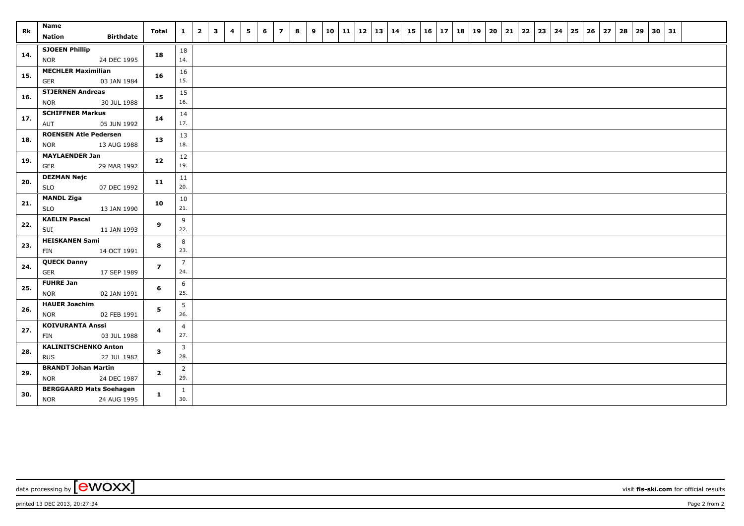| Rk | Name<br>Nation Birthdate | Total | 1 | 2 | 3 | 4 | 5 | 6 | 7 | 8 | 9 | 10 | 11 | 12 | 13 | 14 | 15 | 16 | 17 | 18 | 19 | 20 | 21 | 22 | 23 | 24 | 25 | 26 | 27 | 28 | 29 | 30 | 31 |
|---|---|---|---|---|---|---|---|---|---|---|---|---|---|---|---|---|---|---|---|---|---|---|---|---|---|---|---|---|---|---|---|---|---|
| 14. | **SJOEEN Phillip**<br>NOR 24 DEC 1995 | **18** | 18<br>14. | | | | | | | | | | | | | | | | | | | | | | | | | | | | | | |
| 15. | **MECHLER Maximilian**<br>GER 03 JAN 1984 | **16** | 16<br>15. | | | | | | | | | | | | | | | | | | | | | | | | | | | | | | |
| 16. | **STJERNEN Andreas**<br>NOR 30 JUL 1988 | **15** | 15<br>16. | | | | | | | | | | | | | | | | | | | | | | | | | | | | | | |
| 17. | **SCHIFFNER Markus**<br>AUT 05 JUN 1992 | **14** | 14<br>17. | | | | | | | | | | | | | | | | | | | | | | | | | | | | | | |
| 18. | **ROENSEN Atle Pedersen**<br>NOR 13 AUG 1988 | **13** | 13<br>18. | | | | | | | | | | | | | | | | | | | | | | | | | | | | | | |
| 19. | **MAYLAENDER Jan**<br>GER 29 MAR 1992 | **12** | 12<br>19. | | | | | | | | | | | | | | | | | | | | | | | | | | | | | | |
| 20. | **DEZMAN Nejc**<br>SLO 07 DEC 1992 | **11** | 11<br>20. | | | | | | | | | | | | | | | | | | | | | | | | | | | | | | |
| 21. | **MANDL Ziga**<br>SLO 13 JAN 1990 | **10** | 10<br>21. | | | | | | | | | | | | | | | | | | | | | | | | | | | | | | |
| 22. | **KAELIN Pascal**<br>SUI 11 JAN 1993 | **9** | 9<br>22. | | | | | | | | | | | | | | | | | | | | | | | | | | | | | | |
| 23. | **HEISKANEN Sami**<br>FIN 14 OCT 1991 | **8** | 8<br>23. | | | | | | | | | | | | | | | | | | | | | | | | | | | | | | |
| 24. | **QUECK Danny**<br>GER 17 SEP 1989 | **7** | 7<br>24. | | | | | | | | | | | | | | | | | | | | | | | | | | | | | | |
| 25. | **FUHRE Jan**<br>NOR 02 JAN 1991 | **6** | 6<br>25. | | | | | | | | | | | | | | | | | | | | | | | | | | | | | | |
| 26. | **HAUER Joachim**<br>NOR 02 FEB 1991 | **5** | 5<br>26. | | | | | | | | | | | | | | | | | | | | | | | | | | | | | | |
| 27. | **KOIVURANTA Anssi**<br>FIN 03 JUL 1988 | **4** | 4<br>27. | | | | | | | | | | | | | | | | | | | | | | | | | | | | | | |
| 28. | **KALINITSCHENKO Anton**<br>RUS 22 JUL 1982 | **3** | 3<br>28. | | | | | | | | | | | | | | | | | | | | | | | | | | | | | | |
| 29. | **BRANDT Johan Martin**<br>NOR 24 DEC 1987 | **2** | 2<br>29. | | | | | | | | | | | | | | | | | | | | | | | | | | | | | | |
| 30. | **BERGGAARD Mats Soehagen**<br>NOR 24 AUG 1995 | **1** | 1<br>30. | | | | | | | | | | | | | | | | | | | | | | | | | | | | | | |

data processing by [ewoxx]

visit **fis-ski.com** for official results

printed 13 DEC 2013, 20:27:34